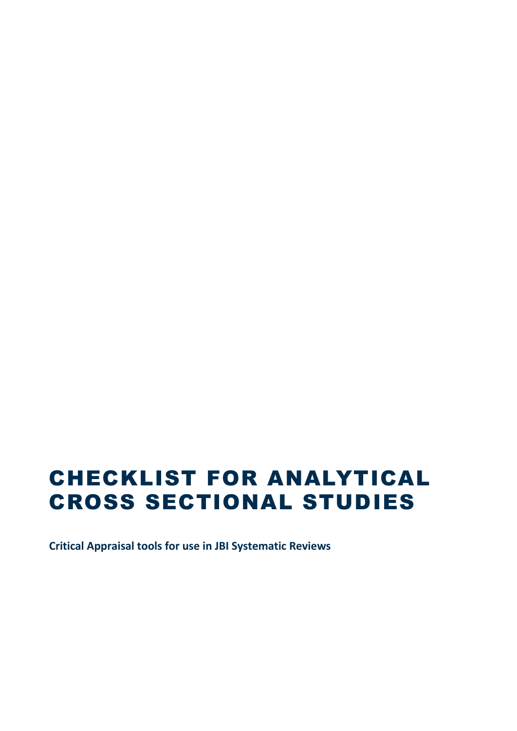# CHECKLIST FOR ANALYTICAL CROSS SECTIONAL STUDIES

**Critical Appraisal tools for use in JBI Systematic Reviews**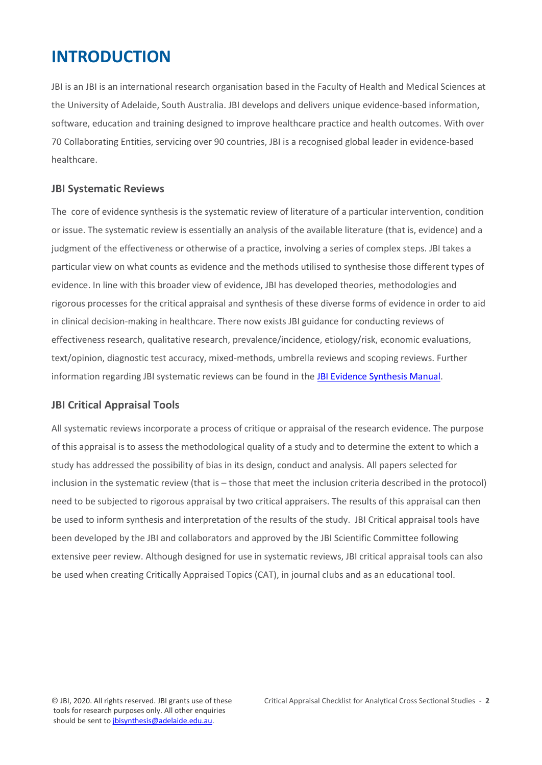# INTRODUCTION

JBI is an JBI is an international research organisation based in the Faculty of Health and Medical Sciences at the University of Adelaide, South Australia. JBI develops and delivers unique evidence-based information, software, education and training designed to improve healthcare practice and health outcomes. With over 70 Collaborating Entities, servicing over 90 countries, JBI is a recognised global leader in evidence-based healthcare.

## JBI Systematic Reviews

The core of evidence synthesis is the systematic review of literature of a particular intervention, condition or issue. The systematic review is essentially an analysis of the available literature (that is, evidence) and a judgment of the effectiveness or otherwise of a practice, involving a series of complex steps. JBI takes a particular view on what counts as evidence and the methods utilised to synthesise those different types of evidence. In line with this broader view of evidence, JBI has developed theories, methodologies and rigorous processes for the critical appraisal and synthesis of these diverse forms of evidence in order to aid in clinical decision-making in healthcare. There now exists JBI guidance for conducting reviews of effectiveness research, qualitative research, prevalence/incidence, etiology/risk, economic evaluations, text/opinion, diagnostic test accuracy, mixed-methods, umbrella reviews and scoping reviews. Further information regarding JBI systematic reviews can be found in the JBI Evidence Synthesis Manual.

## JBI Critical Appraisal Tools

All systematic reviews incorporate a process of critique or appraisal of the research evidence. The purpose of this appraisal is to assess the methodological quality of a study and to determine the extent to which a study has addressed the possibility of bias in its design, conduct and analysis. All papers selected for inclusion in the systematic review (that is – those that meet the inclusion criteria described in the protocol) need to be subjected to rigorous appraisal by two critical appraisers. The results of this appraisal can then be used to inform synthesis and interpretation of the results of the study. JBI Critical appraisal tools have been developed by the JBI and collaborators and approved by the JBI Scientific Committee following extensive peer review. Although designed for use in systematic reviews, JBI critical appraisal tools can also be used when creating Critically Appraised Topics (CAT), in journal clubs and as an educational tool.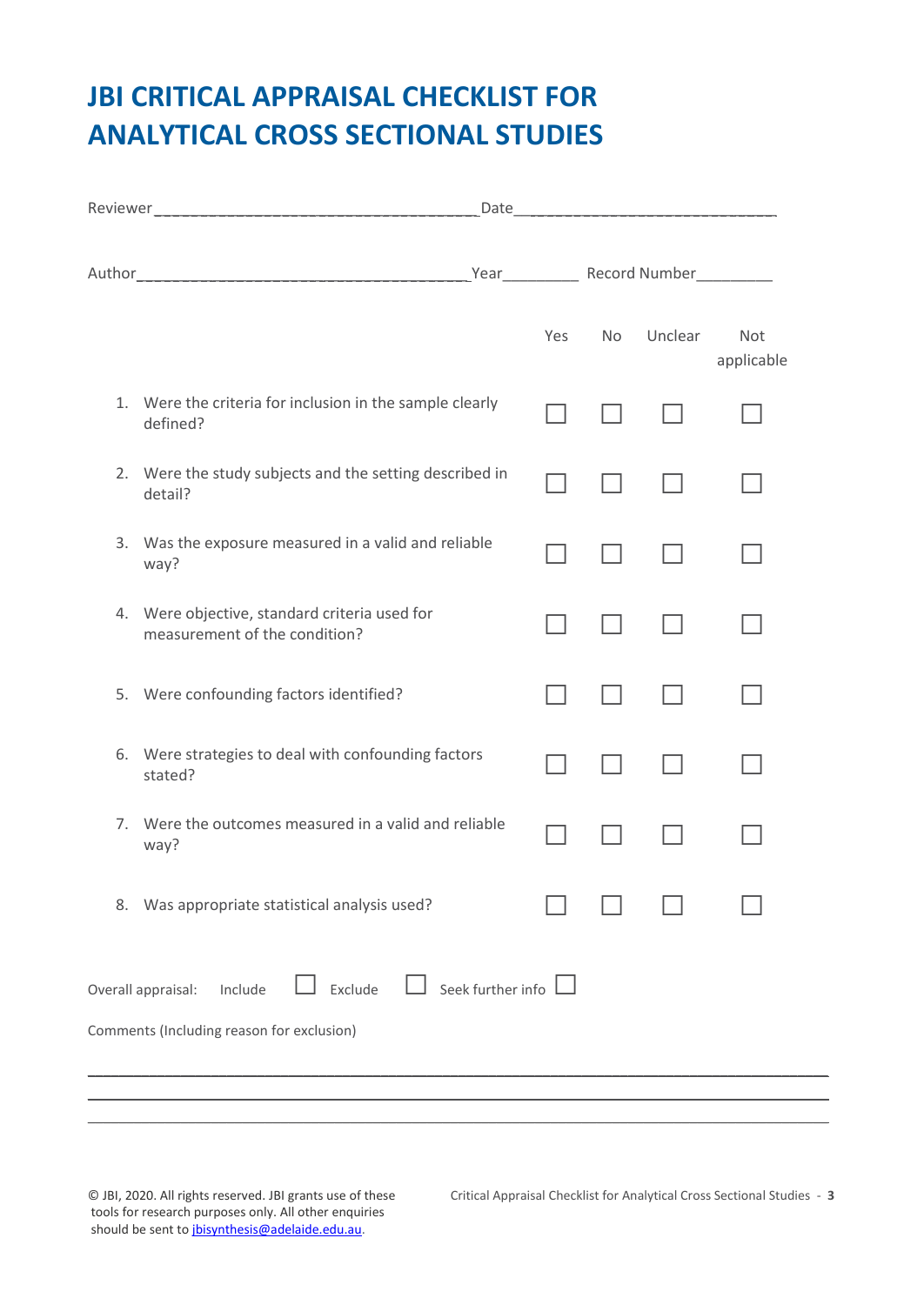# JBI CRITICAL APPRAISAL CHECKLIST FOR ANALYTICAL CROSS SECTIONAL STUDIES

Reviewer_______________________________________ Date______________________________

Author_________________________________________ Year__________ Record Number__________

| | Yes | No | Unclear | Not applicable |
|---|---|---|---|---|
| 1. Were the criteria for inclusion in the sample clearly defined? | ☐ | ☐ | ☐ | ☐ |
| 2. Were the study subjects and the setting described in detail? | ☐ | ☐ | ☐ | ☐ |
| 3. Was the exposure measured in a valid and reliable way? | ☐ | ☐ | ☐ | ☐ |
| 4. Were objective, standard criteria used for measurement of the condition? | ☐ | ☐ | ☐ | ☐ |
| 5. Were confounding factors identified? | ☐ | ☐ | ☐ | ☐ |
| 6. Were strategies to deal with confounding factors stated? | ☐ | ☐ | ☐ | ☐ |
| 7. Were the outcomes measured in a valid and reliable way? | ☐ | ☐ | ☐ | ☐ |
| 8. Was appropriate statistical analysis used? | ☐ | ☐ | ☐ | ☐ |

Overall appraisal: Include ☐ Exclude ☐ Seek further info ☐

Comments (Including reason for exclusion)

______________________________________________________________________________________

______________________________________________________________________________________

______________________________________________________________________________________

© JBI, 2020. All rights reserved. JBI grants use of these tools for research purposes only. All other enquiries should be sent to jbisynthesis@adelaide.edu.au.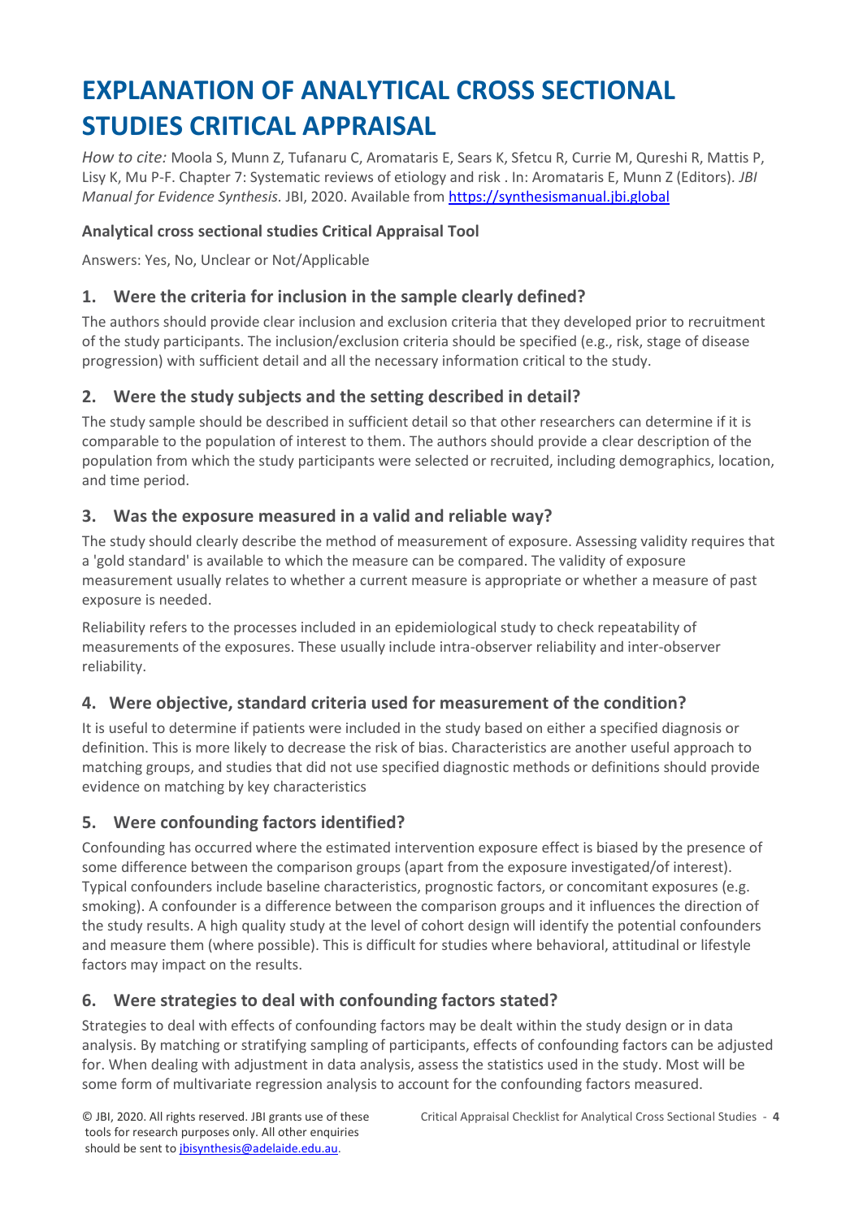# EXPLANATION OF ANALYTICAL CROSS SECTIONAL STUDIES CRITICAL APPRAISAL

*How to cite:* Moola S, Munn Z, Tufanaru C, Aromataris E, Sears K, Sfetcu R, Currie M, Qureshi R, Mattis P, Lisy K, Mu P-F. Chapter 7: Systematic reviews of etiology and risk . In: Aromataris E, Munn Z (Editors). *JBI Manual for Evidence Synthesis.* JBI, 2020. Available from https://synthesismanual.jbi.global

**Analytical cross sectional studies Critical Appraisal Tool**

Answers: Yes, No, Unclear or Not/Applicable

## 1. Were the criteria for inclusion in the sample clearly defined?

The authors should provide clear inclusion and exclusion criteria that they developed prior to recruitment of the study participants. The inclusion/exclusion criteria should be specified (e.g., risk, stage of disease progression) with sufficient detail and all the necessary information critical to the study.

## 2. Were the study subjects and the setting described in detail?

The study sample should be described in sufficient detail so that other researchers can determine if it is comparable to the population of interest to them. The authors should provide a clear description of the population from which the study participants were selected or recruited, including demographics, location, and time period.

## 3. Was the exposure measured in a valid and reliable way?

The study should clearly describe the method of measurement of exposure. Assessing validity requires that a 'gold standard' is available to which the measure can be compared. The validity of exposure measurement usually relates to whether a current measure is appropriate or whether a measure of past exposure is needed.

Reliability refers to the processes included in an epidemiological study to check repeatability of measurements of the exposures. These usually include intra-observer reliability and inter-observer reliability.

## 4. Were objective, standard criteria used for measurement of the condition?

It is useful to determine if patients were included in the study based on either a specified diagnosis or definition. This is more likely to decrease the risk of bias. Characteristics are another useful approach to matching groups, and studies that did not use specified diagnostic methods or definitions should provide evidence on matching by key characteristics

## 5. Were confounding factors identified?

Confounding has occurred where the estimated intervention exposure effect is biased by the presence of some difference between the comparison groups (apart from the exposure investigated/of interest). Typical confounders include baseline characteristics, prognostic factors, or concomitant exposures (e.g. smoking). A confounder is a difference between the comparison groups and it influences the direction of the study results. A high quality study at the level of cohort design will identify the potential confounders and measure them (where possible). This is difficult for studies where behavioral, attitudinal or lifestyle factors may impact on the results.

## 6. Were strategies to deal with confounding factors stated?

Strategies to deal with effects of confounding factors may be dealt within the study design or in data analysis. By matching or stratifying sampling of participants, effects of confounding factors can be adjusted for. When dealing with adjustment in data analysis, assess the statistics used in the study. Most will be some form of multivariate regression analysis to account for the confounding factors measured.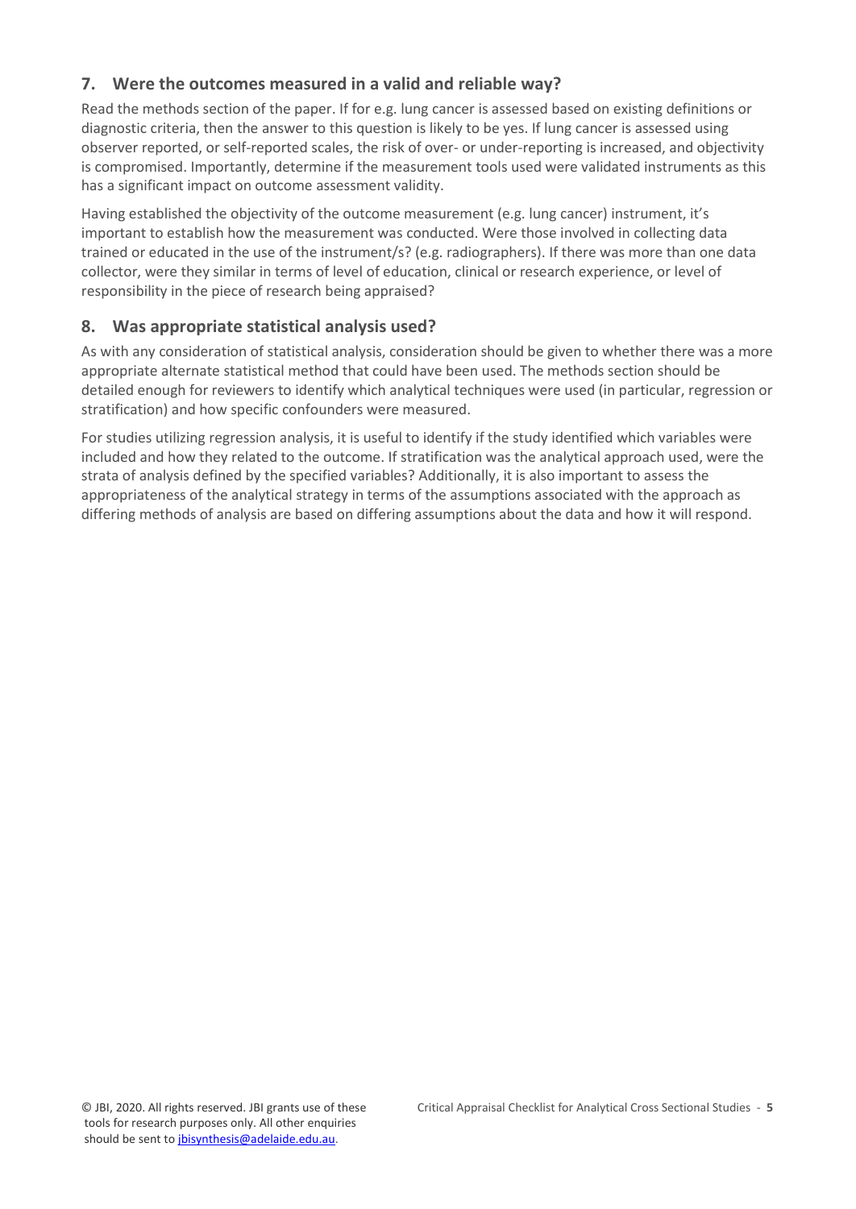## 7. Were the outcomes measured in a valid and reliable way?

Read the methods section of the paper. If for e.g. lung cancer is assessed based on existing definitions or diagnostic criteria, then the answer to this question is likely to be yes. If lung cancer is assessed using observer reported, or self-reported scales, the risk of over- or under-reporting is increased, and objectivity is compromised. Importantly, determine if the measurement tools used were validated instruments as this has a significant impact on outcome assessment validity.

Having established the objectivity of the outcome measurement (e.g. lung cancer) instrument, it's important to establish how the measurement was conducted. Were those involved in collecting data trained or educated in the use of the instrument/s? (e.g. radiographers). If there was more than one data collector, were they similar in terms of level of education, clinical or research experience, or level of responsibility in the piece of research being appraised?

## 8. Was appropriate statistical analysis used?

As with any consideration of statistical analysis, consideration should be given to whether there was a more appropriate alternate statistical method that could have been used. The methods section should be detailed enough for reviewers to identify which analytical techniques were used (in particular, regression or stratification) and how specific confounders were measured.

For studies utilizing regression analysis, it is useful to identify if the study identified which variables were included and how they related to the outcome. If stratification was the analytical approach used, were the strata of analysis defined by the specified variables? Additionally, it is also important to assess the appropriateness of the analytical strategy in terms of the assumptions associated with the approach as differing methods of analysis are based on differing assumptions about the data and how it will respond.